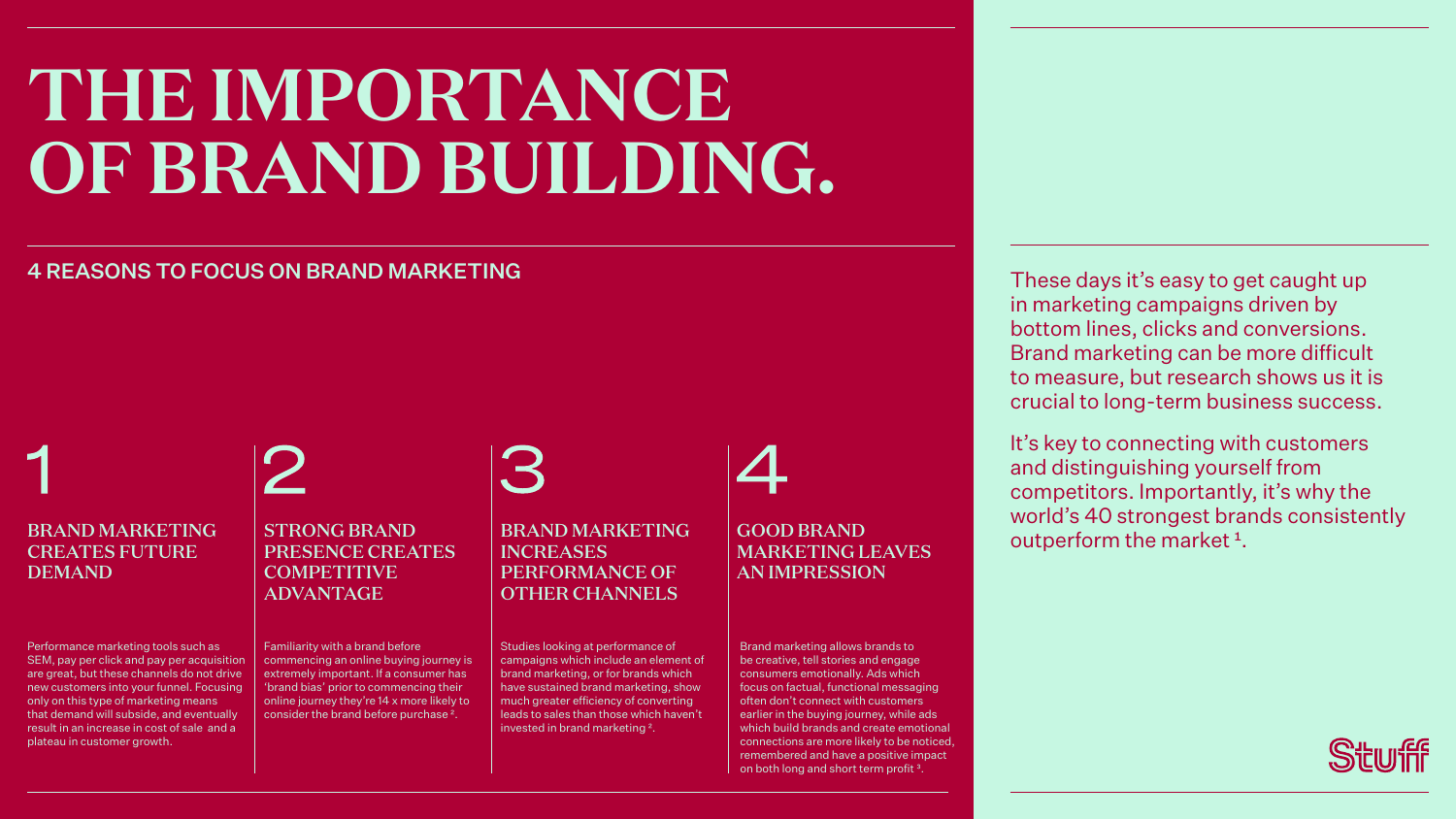# THE IMPORTANCE OF BRAND BUILDING.

## 4 REASONS TO FOCUS ON BRAND MARKETING

These days it's easy to get caught up in marketing campaigns driven by bottom lines, clicks and conversions. Brand marketing can be more difficult to measure, but research shows us it is crucial to long-term business success.

It's key to connecting with customers and distinguishing yourself from competitors. Importantly, it's why the world's 40 strongest brands consistently outperform the market [1].

### 1 BRAND MARKETING CREATES FUTURE DEMAND

Performance marketing tools such as SEM, pay per click and pay per acquisition are great, but these channels do not drive new customers into your funnel. Focusing only on this type of marketing means that demand will subside, and eventually result in an increase in cost of sale and a plateau in customer growth.

### 2 STRONG BRAND PRESENCE CREATES COMPETITIVE ADVANTAGE

Familiarity with a brand before commencing an online buying journey is extremely important. If a consumer has 'brand bias' prior to commencing their online journey they're 14 x more likely to consider the brand before purchase [2].

### 3 BRAND MARKETING INCREASES PERFORMANCE OF OTHER CHANNELS

Studies looking at performance of campaigns which include an element of brand marketing, or for brands which have sustained brand marketing, show much greater efficiency of converting leads to sales than those which haven't invested in brand marketing [2].

### 4 GOOD BRAND MARKETING LEAVES AN IMPRESSION

Brand marketing allows brands to be creative, tell stories and engage consumers emotionally. Ads which focus on factual, functional messaging often don't connect with customers earlier in the buying journey, while ads which build brands and create emotional connections are more likely to be noticed, remembered and have a positive impact on both long and short term profit [3].

Stuff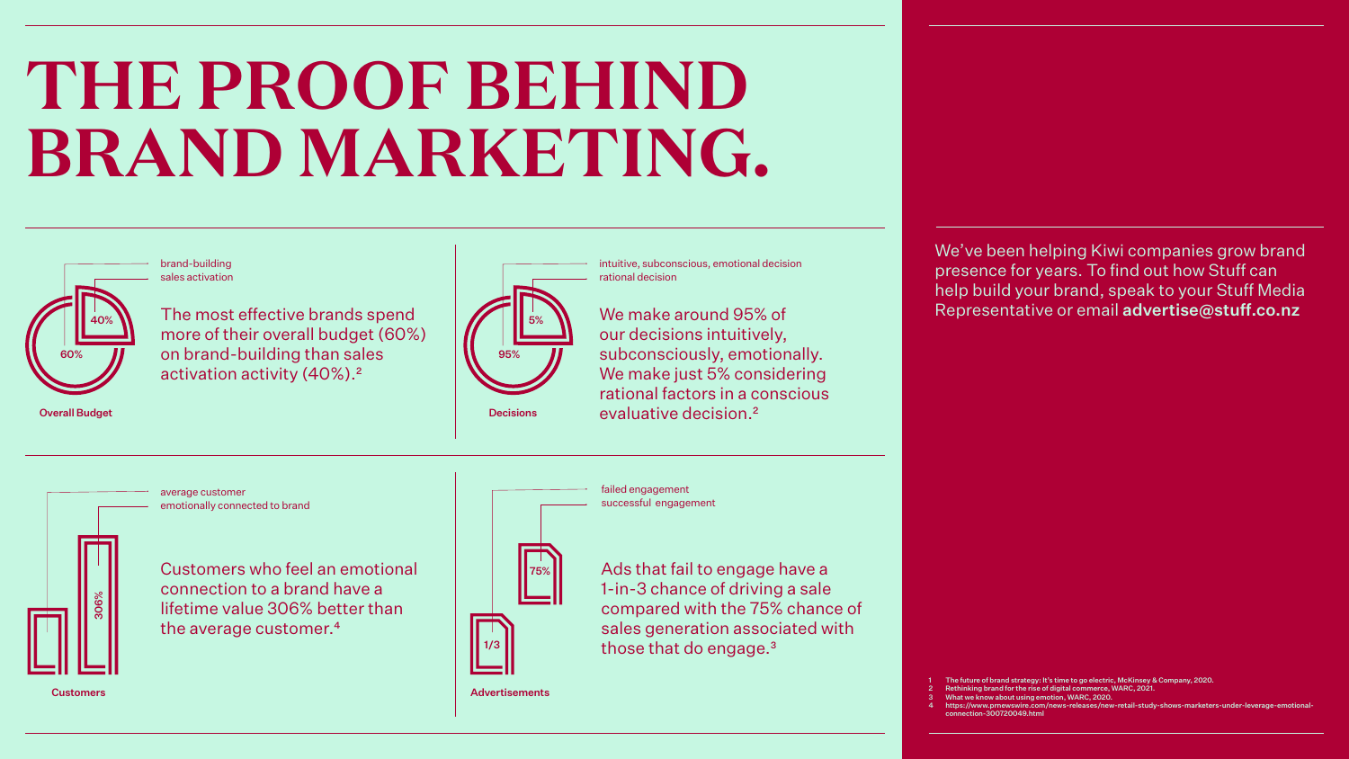# THE PROOF BEHIND BRAND MARKETING.

brand-building
sales activation

40%
60%

Overall Budget

The most effective brands spend more of their overall budget (60%) on brand-building than sales activation activity (40%).[2]

intuitive, subconscious, emotional decision
rational decision

5%
95%

Decisions

We make around 95% of our decisions intuitively, subconsciously, emotionally. We make just 5% considering rational factors in a conscious evaluative decision.[2]

average customer
emotionally connected to brand

306%

Customers

Customers who feel an emotional connection to a brand have a lifetime value 306% better than the average customer.[4]

failed engagement
successful engagement

75%
1/3

Advertisements

Ads that fail to engage have a 1-in-3 chance of driving a sale compared with the 75% chance of sales generation associated with those that do engage.[3]

We've been helping Kiwi companies grow brand presence for years. To find out how Stuff can help build your brand, speak to your Stuff Media Representative or email **advertise@stuff.co.nz**

1. The future of brand strategy: It's time to go electric, McKinsey & Company, 2020.
2. Rethinking brand for the rise of digital commerce, WARC, 2021.
3. What we know about using emotion, WARC, 2020.
4. https://www.prnewswire.com/news-releases/new-retail-study-shows-marketers-under-leverage-emotional-connection-300720049.html